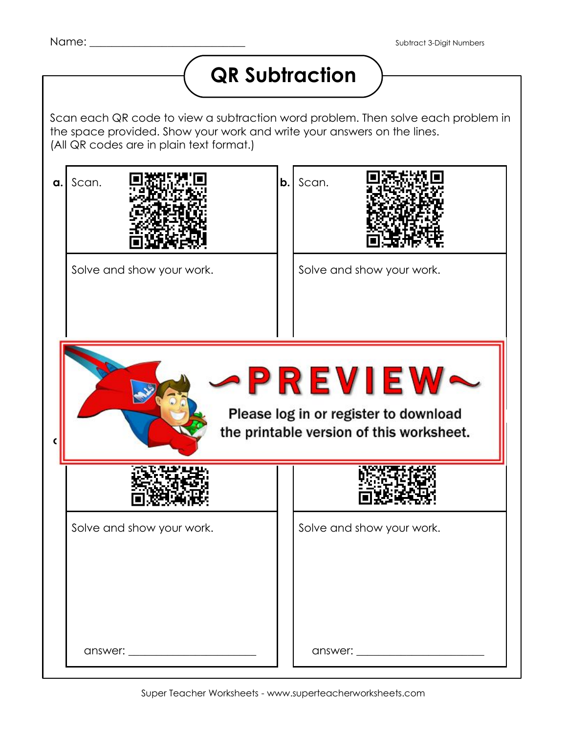Name: ______________________________

# QR Subtraction

Scan each QR code to view a subtraction word problem. Then solve each problem in the space provided. Show your work and write your answers on the lines.
(All QR codes are in plain text format.)

**a.** Scan.

Solve and show your work.

**b.** Scan.

Solve and show your work.

~PREVIEW~

Please log in or register to download the printable version of this worksheet.

**c**

Solve and show your work.

answer: ______________________

Solve and show your work.

answer: ______________________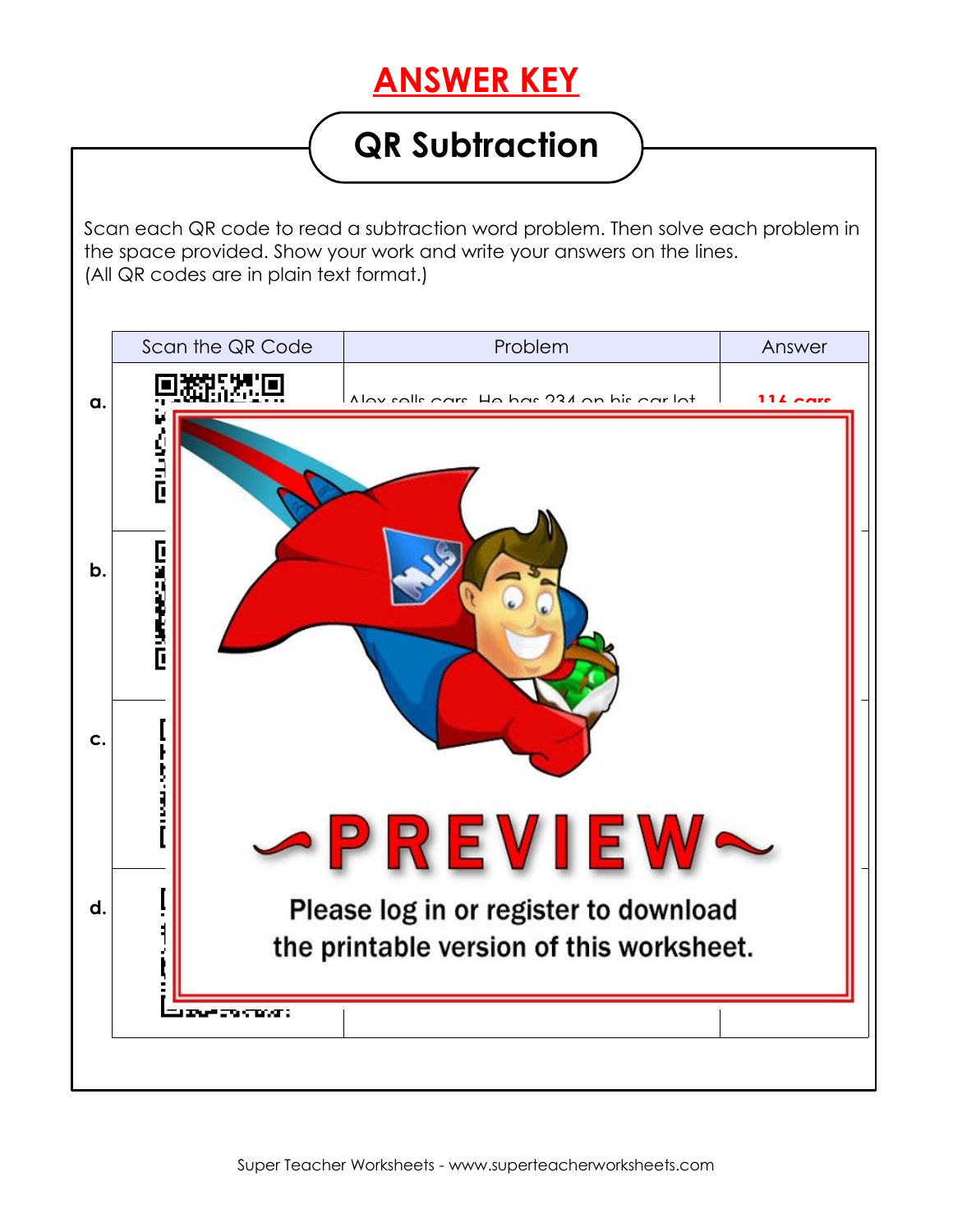# ANSWER KEY

## QR Subtraction

Scan each QR code to read a subtraction word problem. Then solve each problem in the space provided. Show your work and write your answers on the lines.
(All QR codes are in plain text format.)

| | Scan the QR Code | Problem | Answer |
|---|---|---|---|
| a. | | Alex sells cars. He has 234 on his car lot | 116 cars |
| b. | | | |
| c. | | | |
| d. | | | |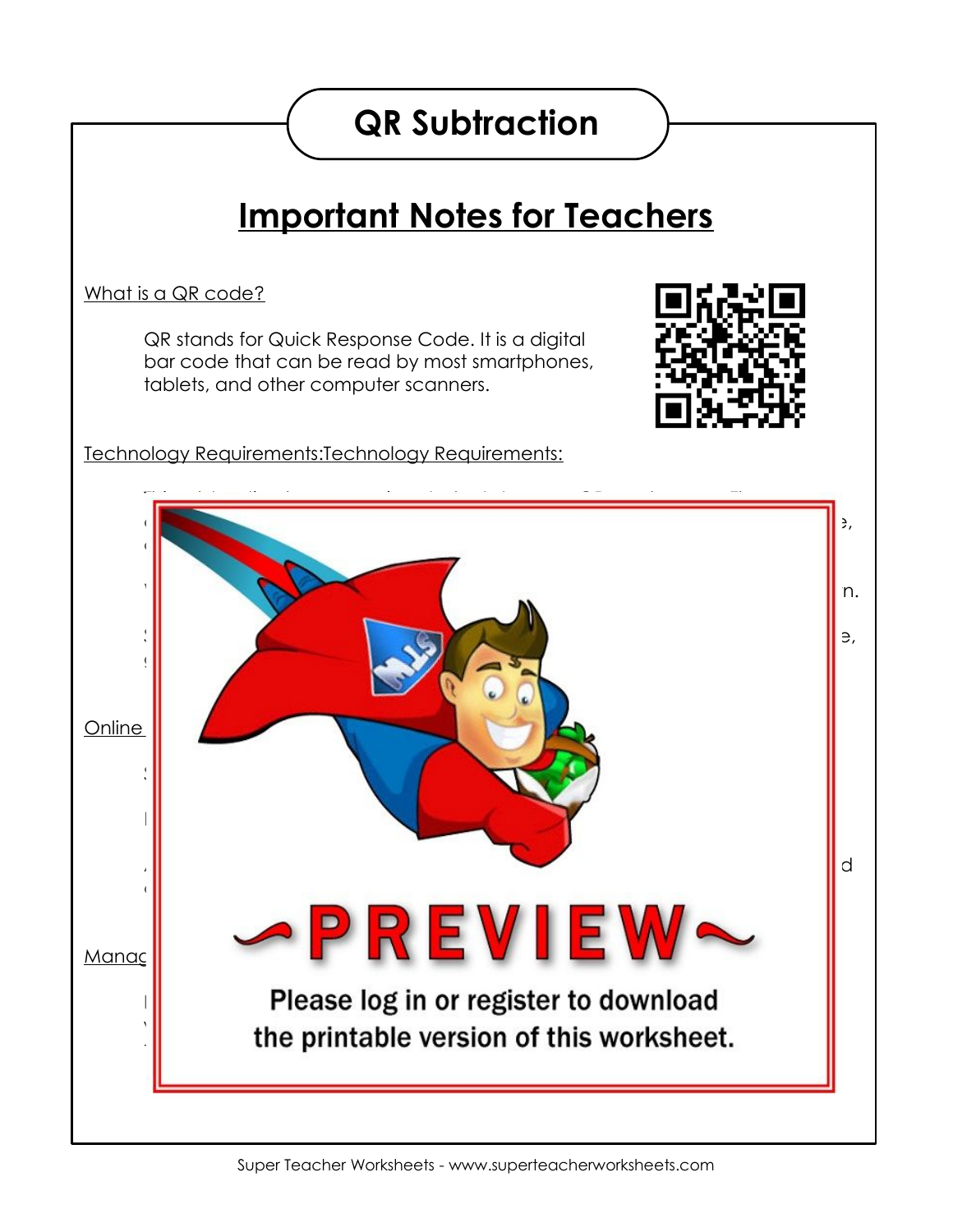# QR Subtraction

## Important Notes for Teachers

What is a QR code?

QR stands for Quick Response Code. It is a digital bar code that can be read by most smartphones, tablets, and other computer scanners.

Technology Requirements:Technology Requirements:

Online

Manag

~PREVIEW~

Please log in or register to download the printable version of this worksheet.